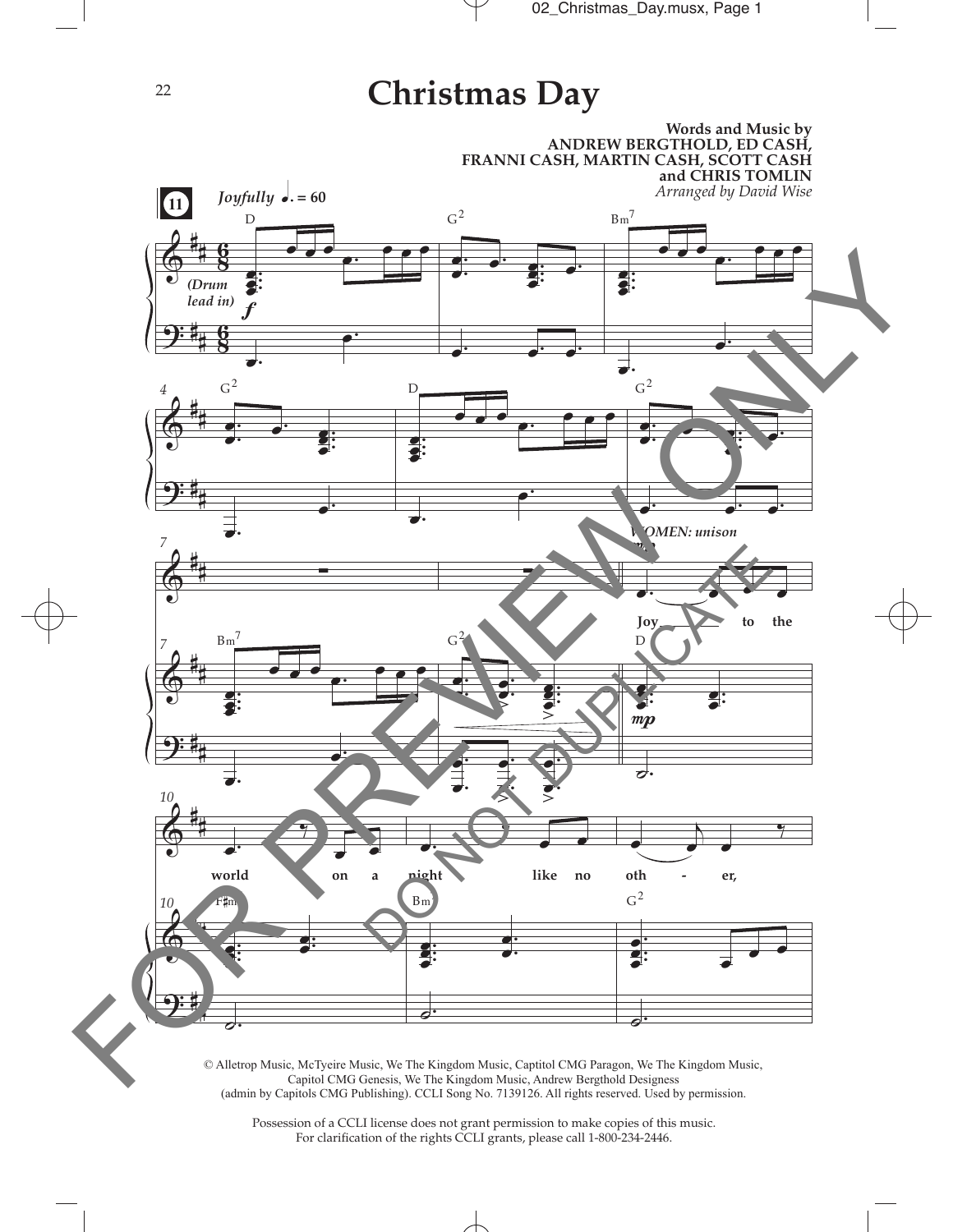# Christmas Day

**Words and Music by**
**ANDREW BERGTHOLD, ED CASH,**
**FRANNI CASH, MARTIN CASH, SCOTT CASH**
**and CHRIS TOMLIN**
*Arranged by David Wise*

*Joyfully* ♩. = 60

(Drum lead in)

WOMEN: unison

Joy to the world on a night like no oth - er,

© Alletrop Music, McTyeire Music, We The Kingdom Music, Captitol CMG Paragon, We The Kingdom Music, Capitol CMG Genesis, We The Kingdom Music, Andrew Bergthold Designess (admin by Capitols CMG Publishing). CCLI Song No. 7139126. All rights reserved. Used by permission.

Possession of a CCLI license does not grant permission to make copies of this music. For clarification of the rights CCLI grants, please call 1-800-234-2446.

FOR PREVIEW ONLY
DO NOT DUPLICATE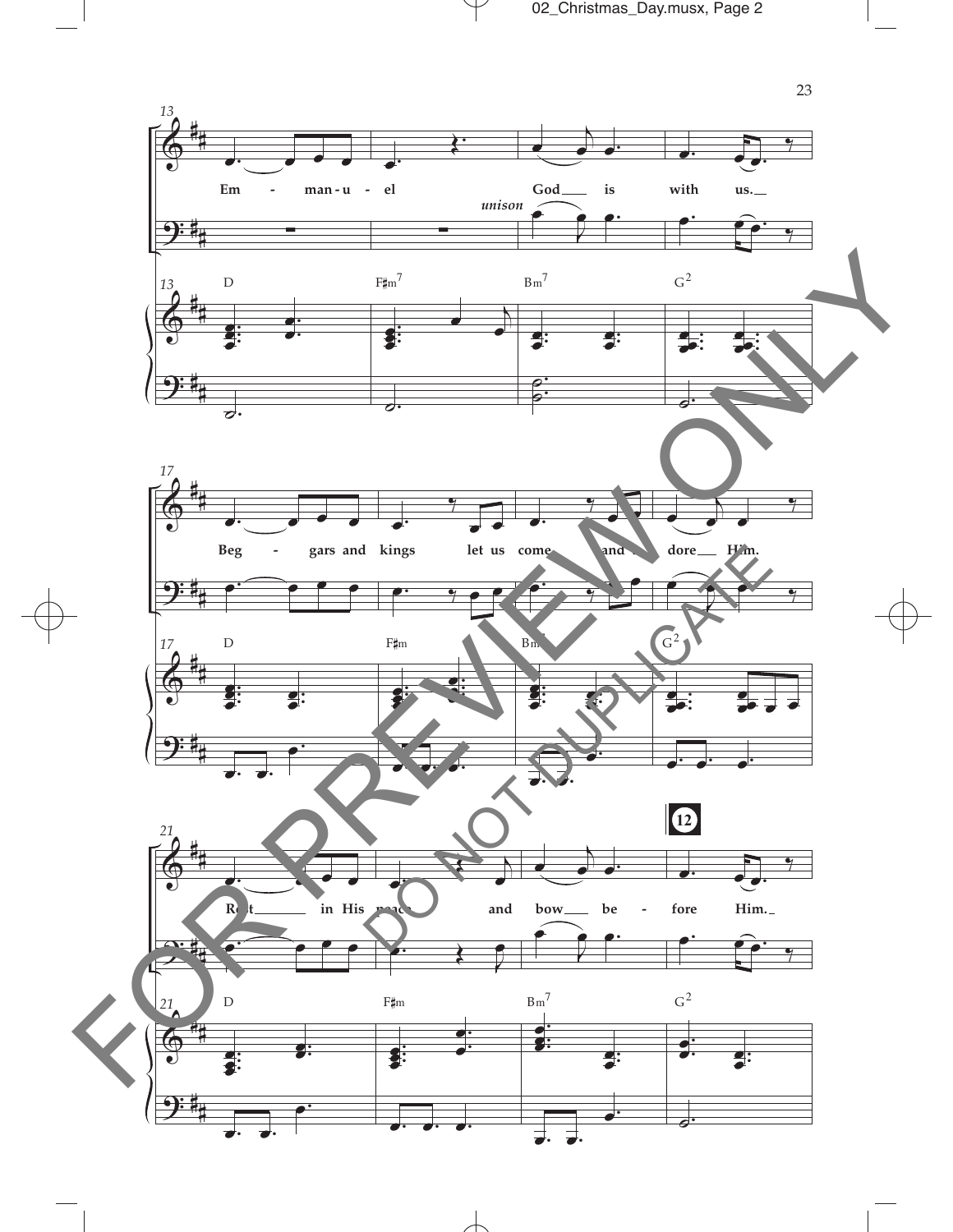13

Em - man-u - el God ___ is with us. __

*unison*

13 D F♯m7 Bm7 G2

17

Beg - gars and kings let us come and a - dore ___ Him.

17 D F♯m Bm G2

21

Rest _______ in His peace and bow ___ be - fore Him. _

**12**

21 D F♯m Bm7 G2

FOR PREVIEW ONLY

DO NOT DUPLICATE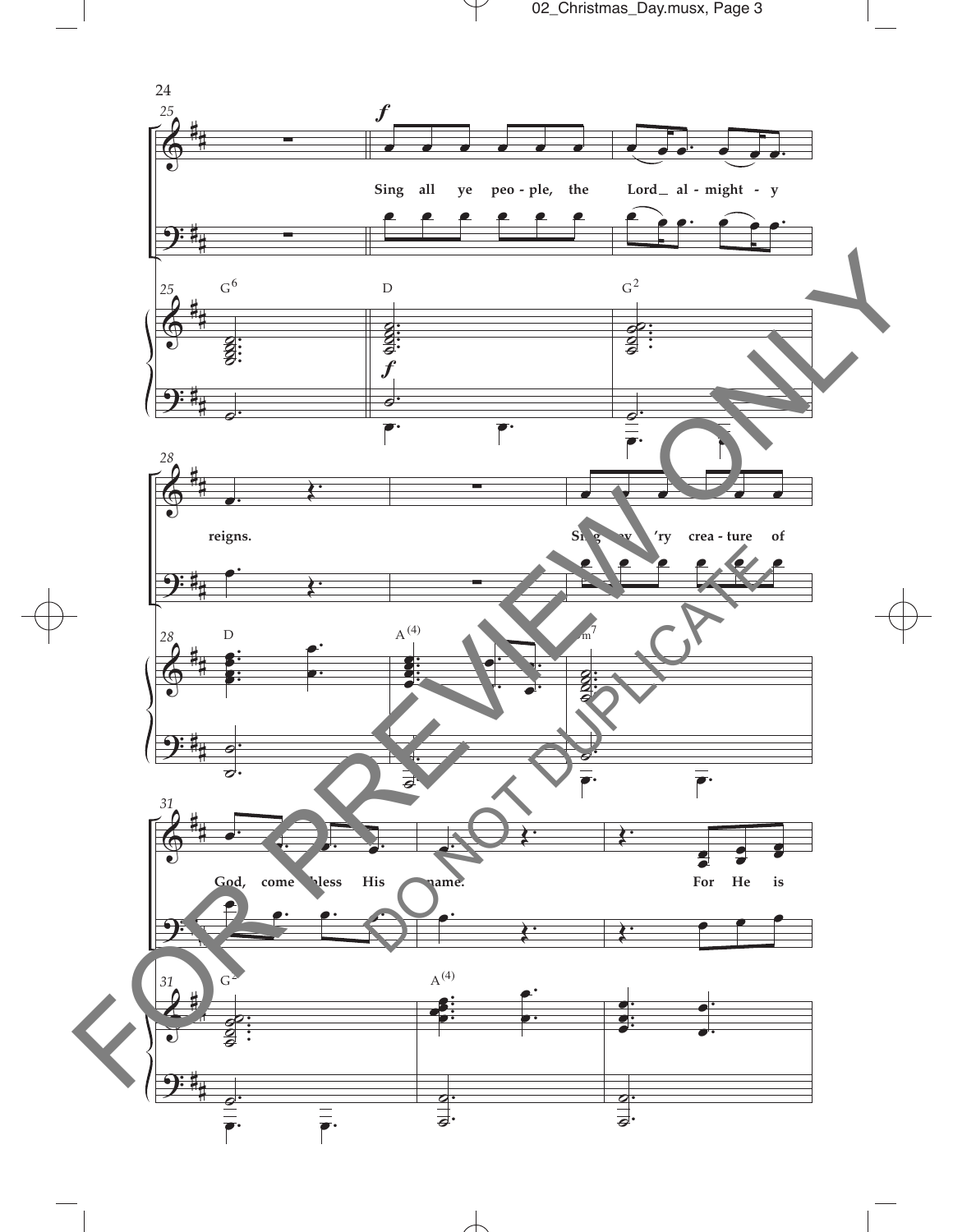FOR PREVIEW ONLY

DO NOT DUPLICATE

Sing all ye peo - ple, the Lord_ al - might - y reigns.

Sing ev - 'ry crea - ture of God, come bless His name.

For He is

G6 D G2 D A(4) Em7 G2 A(4)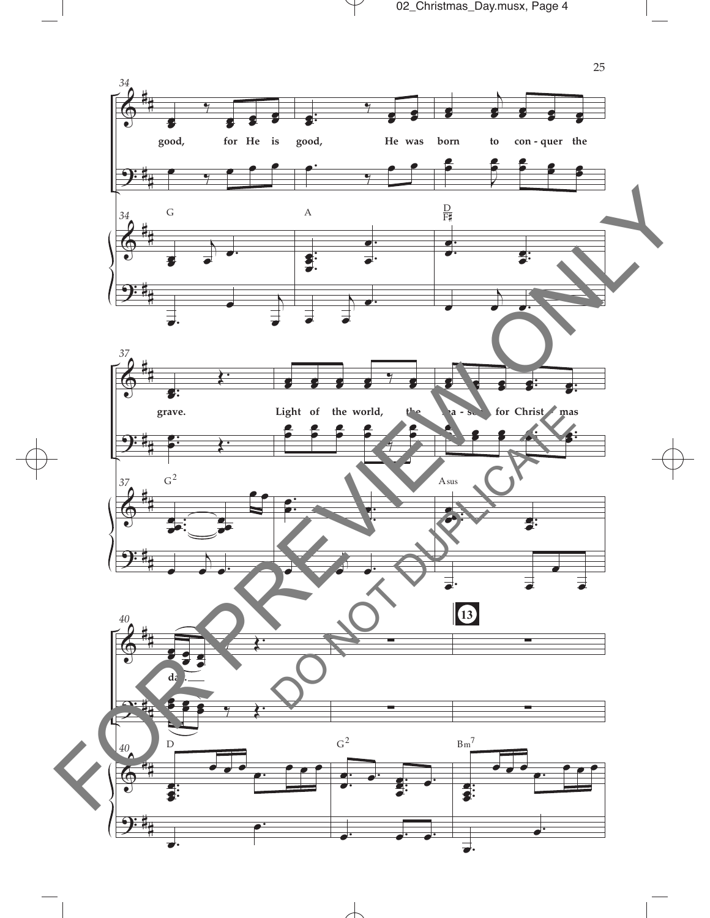34

good, for He is good, He was born to con - quer the

G A $\frac{D}{F\sharp}$

37

grave. Light of the world, the rea - son for Christ - mas

$G^2$ Asus

40

day.

13

D $G^2$ $Bm^7$

FOR PREVIEW ONLY

DO NOT DUPLICATE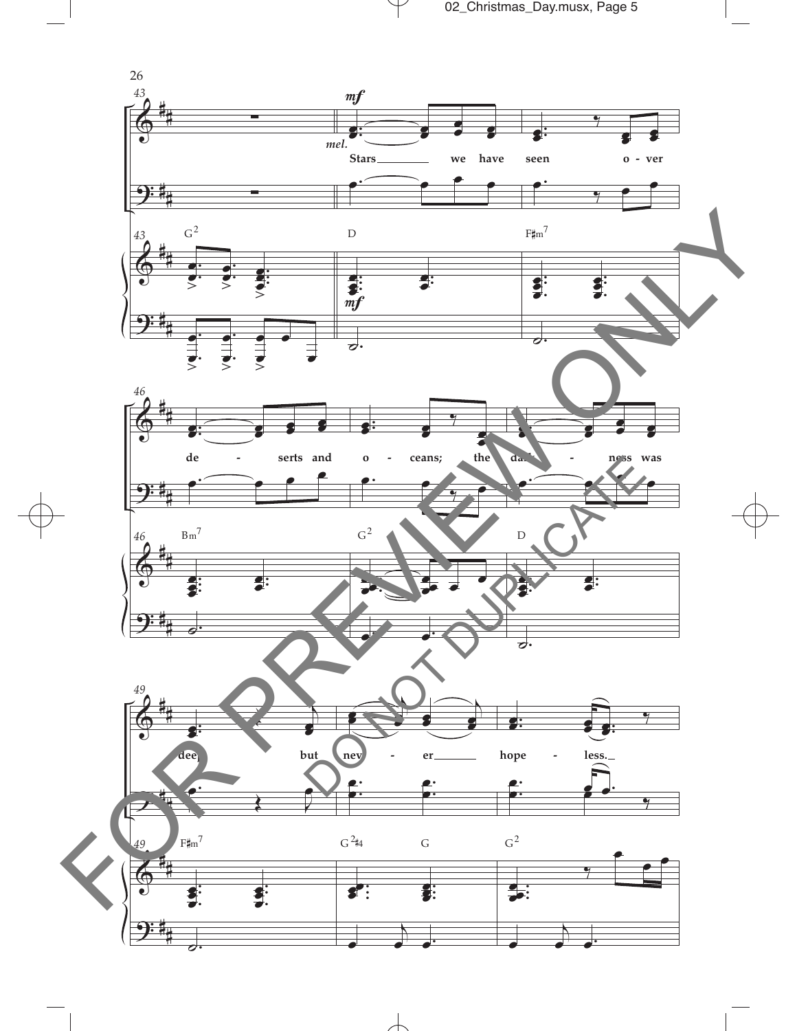43

*mf*

*mel.*

Stars we have seen o - ver

G² D F♯m⁷

46

de - serts and o - ceans; the dark - ness was

Bm⁷ G² D

49

deep, but nev - er hope - less.

F♯m⁷ G²♮4 G G²

FOR PREVIEW ONLY

DO NOT DUPLICATE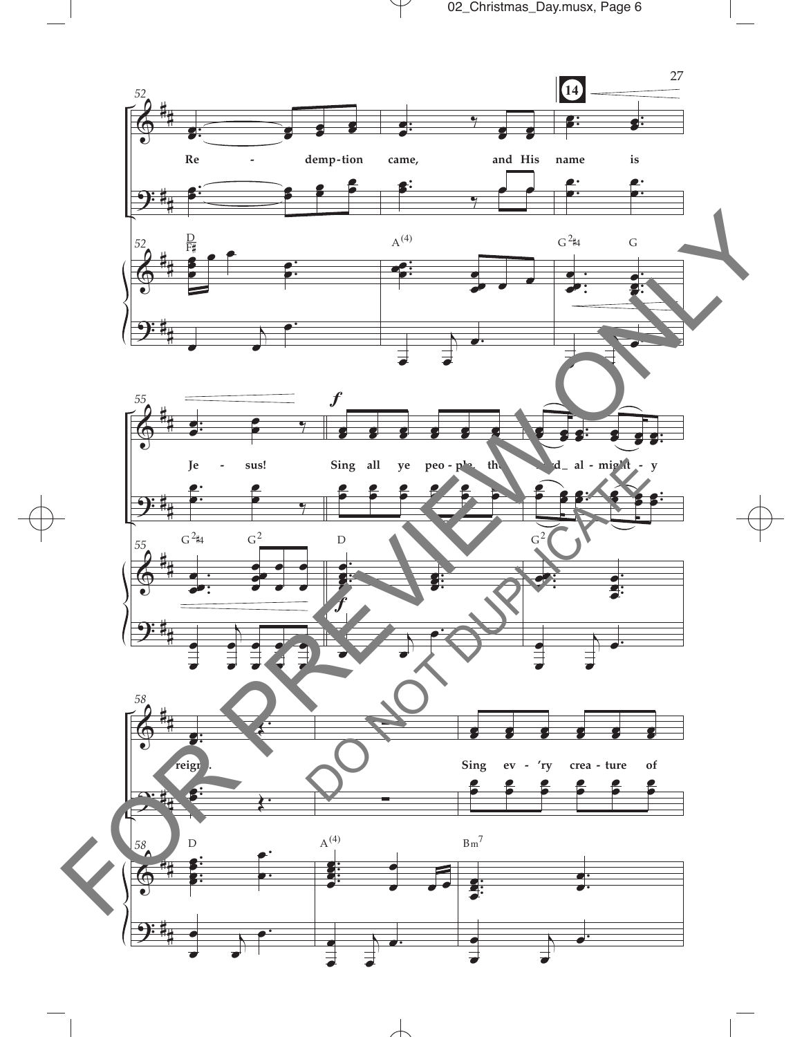Re - demp-tion came, and His name is Je - sus! Sing all ye peo - ple, the Lord almight - y reign. Sing ev - 'ry crea - ture of

D/F♯ A(4) G2♯4 G G2♯4 G2 D G2 D A(4) Bm7

FOR PREVIEW ONLY

DO NOT DUPLICATE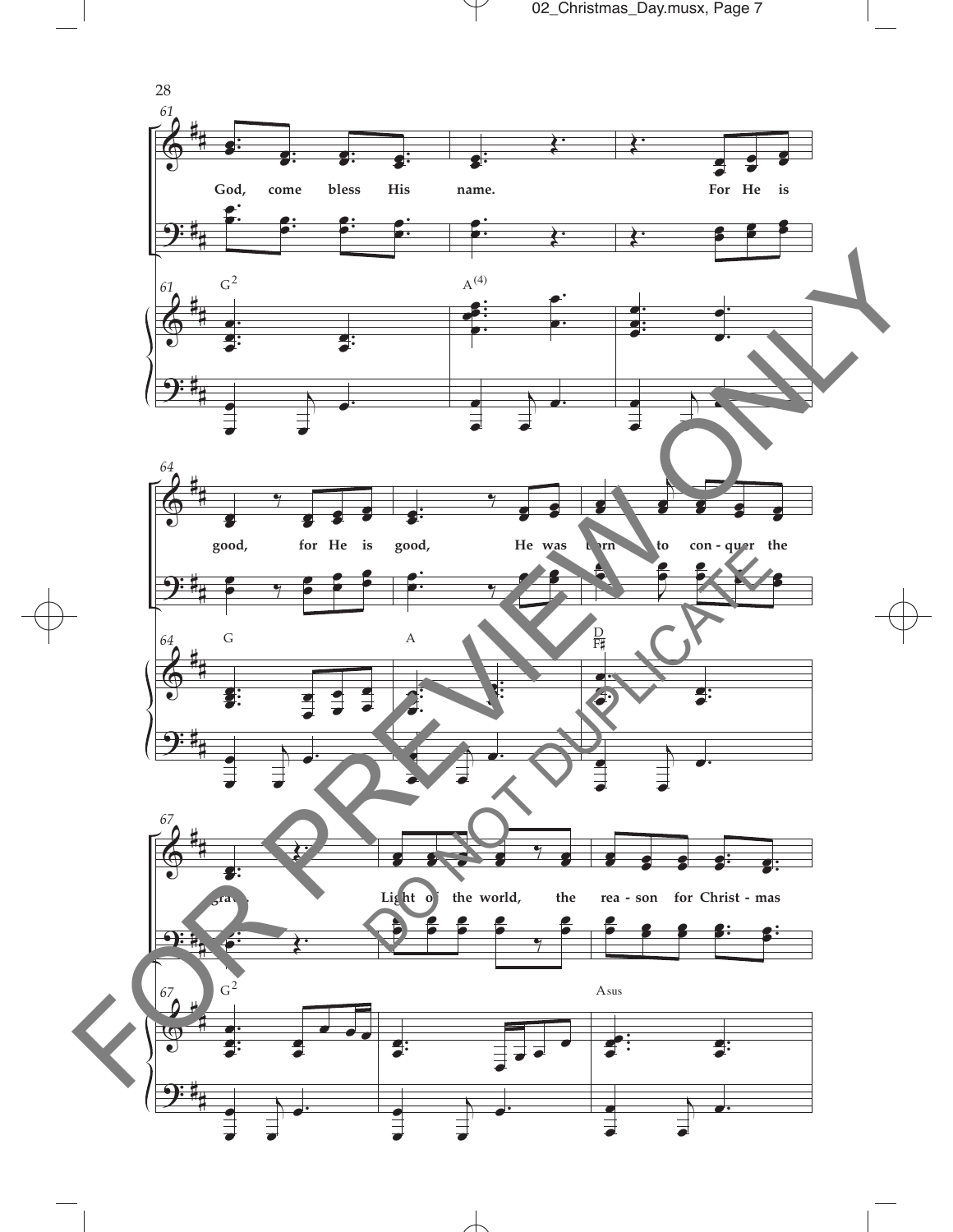61

God, come bless His name. For He is

G$^2$ A$^{(4)}$

64

good, for He is good, He was born to con - quer the

G A D/F♯

67

grave. Light of the world, the rea - son for Christ - mas

G$^2$ Asus

FOR PREVIEW ONLY

DO NOT DUPLICATE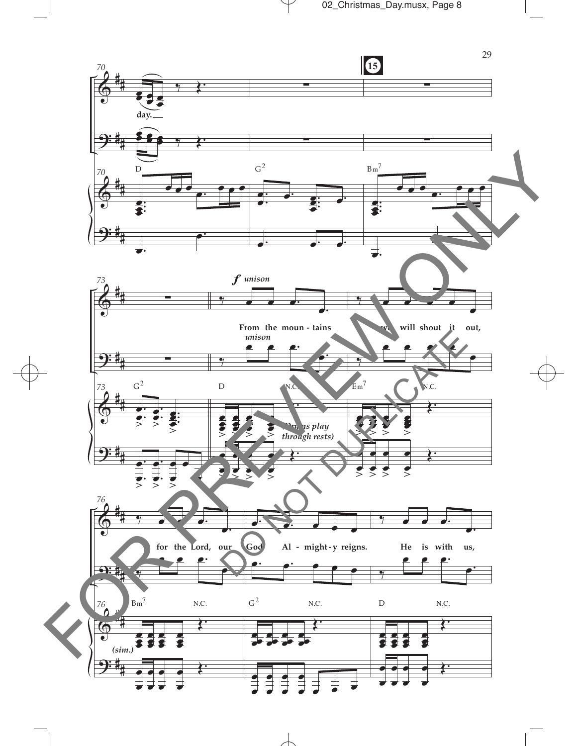**15**

day.

D G2 Bm7

*f* *unison*

From the moun - tains we will shout it out,

*unison*

G2 D N.C. Em7 N.C.

*(Drums play through rests)*

for the Lord, our God Al - might - y reigns. He is with us,

Bm7 N.C. G2 N.C. D N.C.

*(sim.)*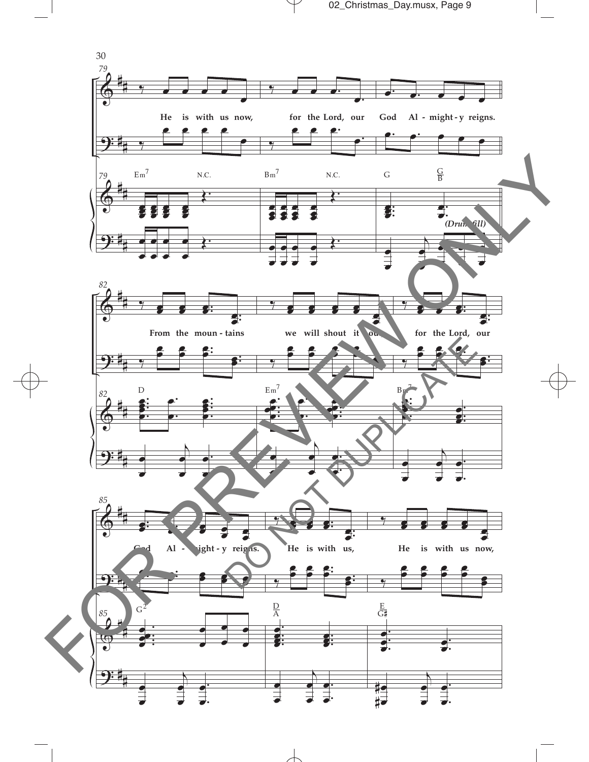He is with us now, for the Lord, our God Al - might - y reigns.

Em7 N.C. Bm7 N.C. G G/B

*(Drum fill)*

From the moun - tains we will shout it out, for the Lord, our

D Em7 Bm7

God Al - might - y reigns. He is with us, He is with us now,

G2 D/A E/G♯

FOR PREVIEW ONLY

DO NOT DUPLICATE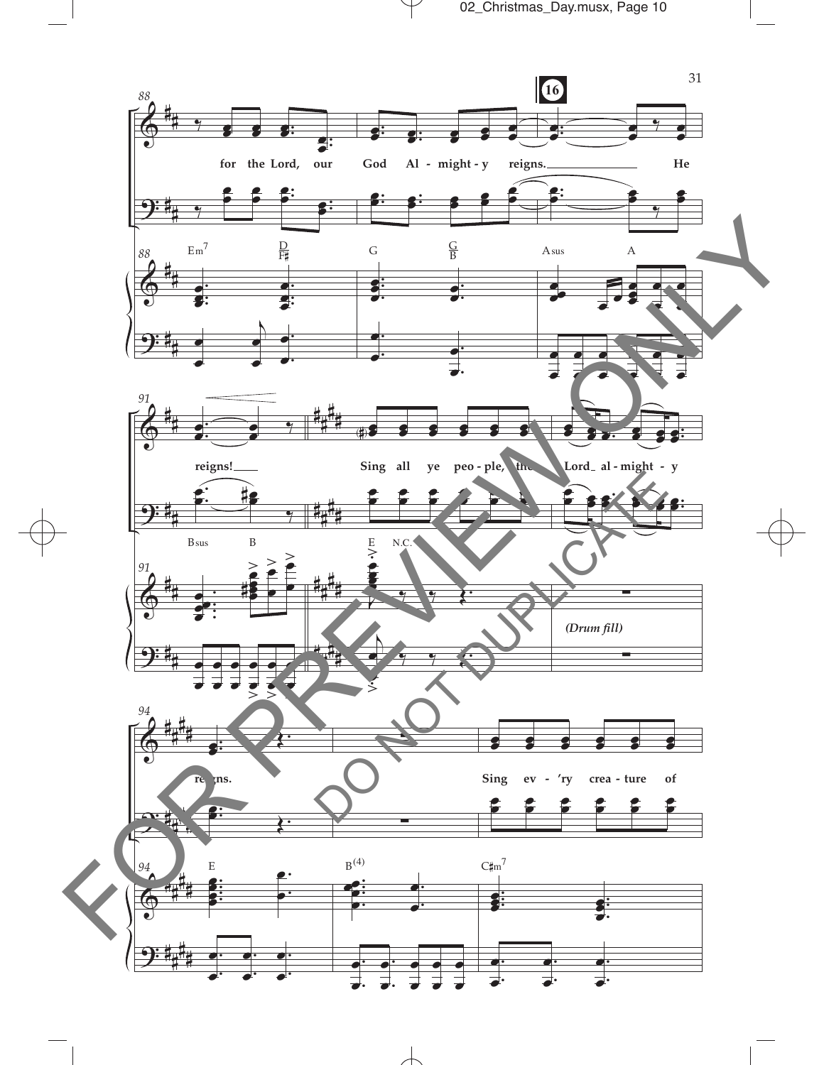16

for the Lord, our God Al - might - y reigns. He

Em7 D/F♯ G G/B Asus A

reigns!

Sing all ye peo - ple, the Lord al - might - y

Bsus B E N.C.

*(Drum fill)*

reigns.

Sing ev - 'ry crea - ture of

E B(4) C♯m7

FOR PREVIEW ONLY

DO NOT DUPLICATE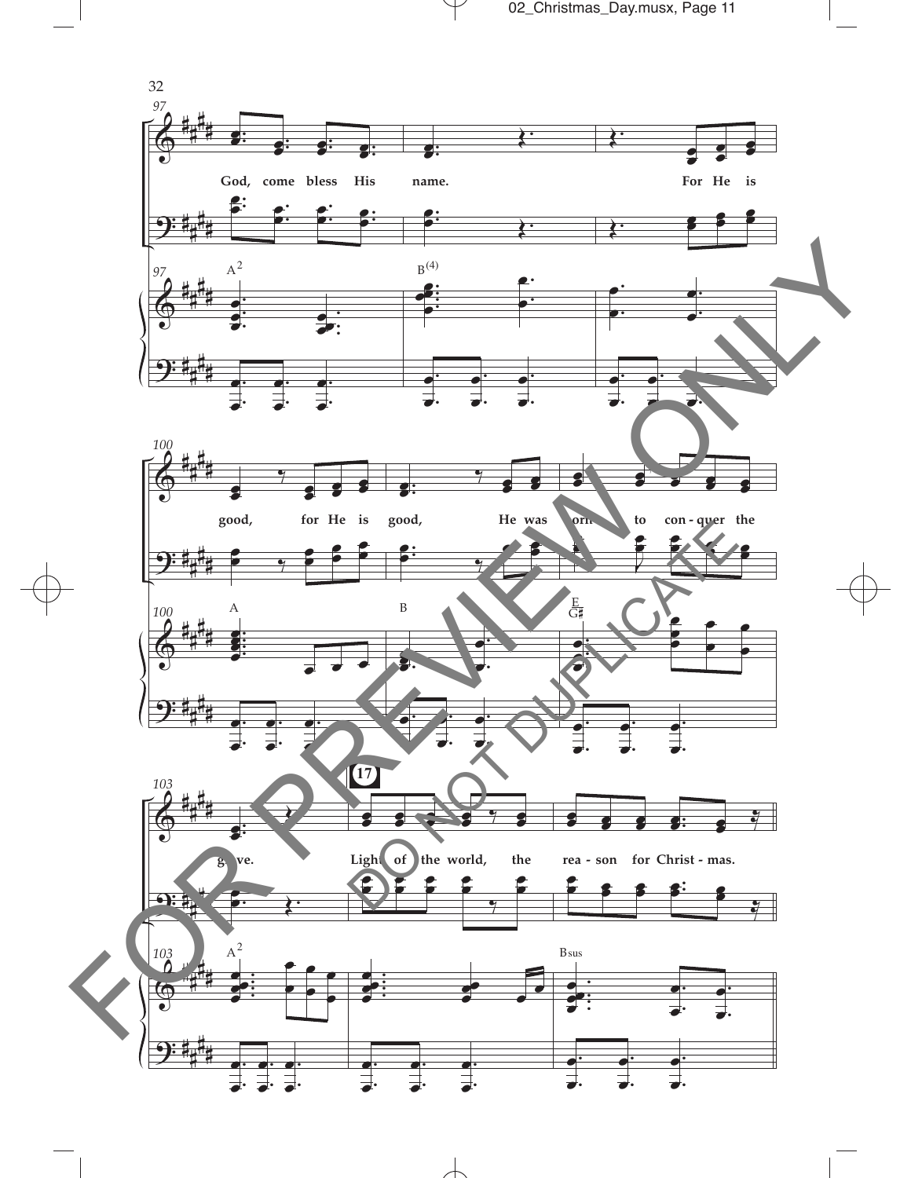97

God, come bless His name. For He is

A²  B⁽⁴⁾

100

good, for He is good, He was born to con - quer the

A  B  E/G♯

103

**17**

grave. Light of the world, the rea - son for Christ - mas.

A²  Bsus

FOR PREVIEW ONLY

DO NOT DUPLICATE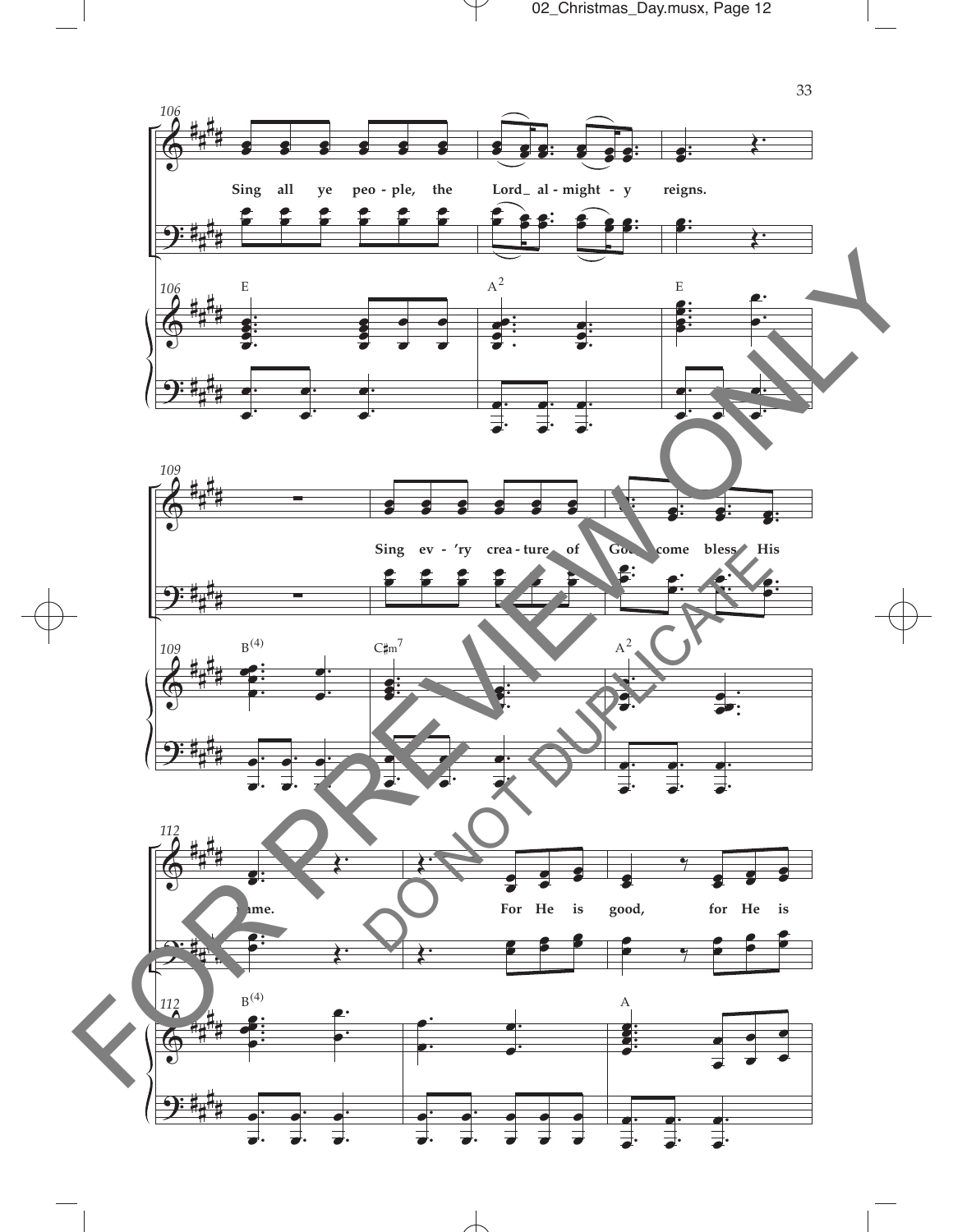106

Sing all ye peo - ple, the Lord_ al - might - y reigns.

E A² E

109

Sing ev - 'ry crea - ture of God, come bless His

B⁽⁴⁾ C♯m⁷ A²

112

name. For He is good, for He is

B⁽⁴⁾ A

FOR PREVIEW ONLY

DO NOT DUPLICATE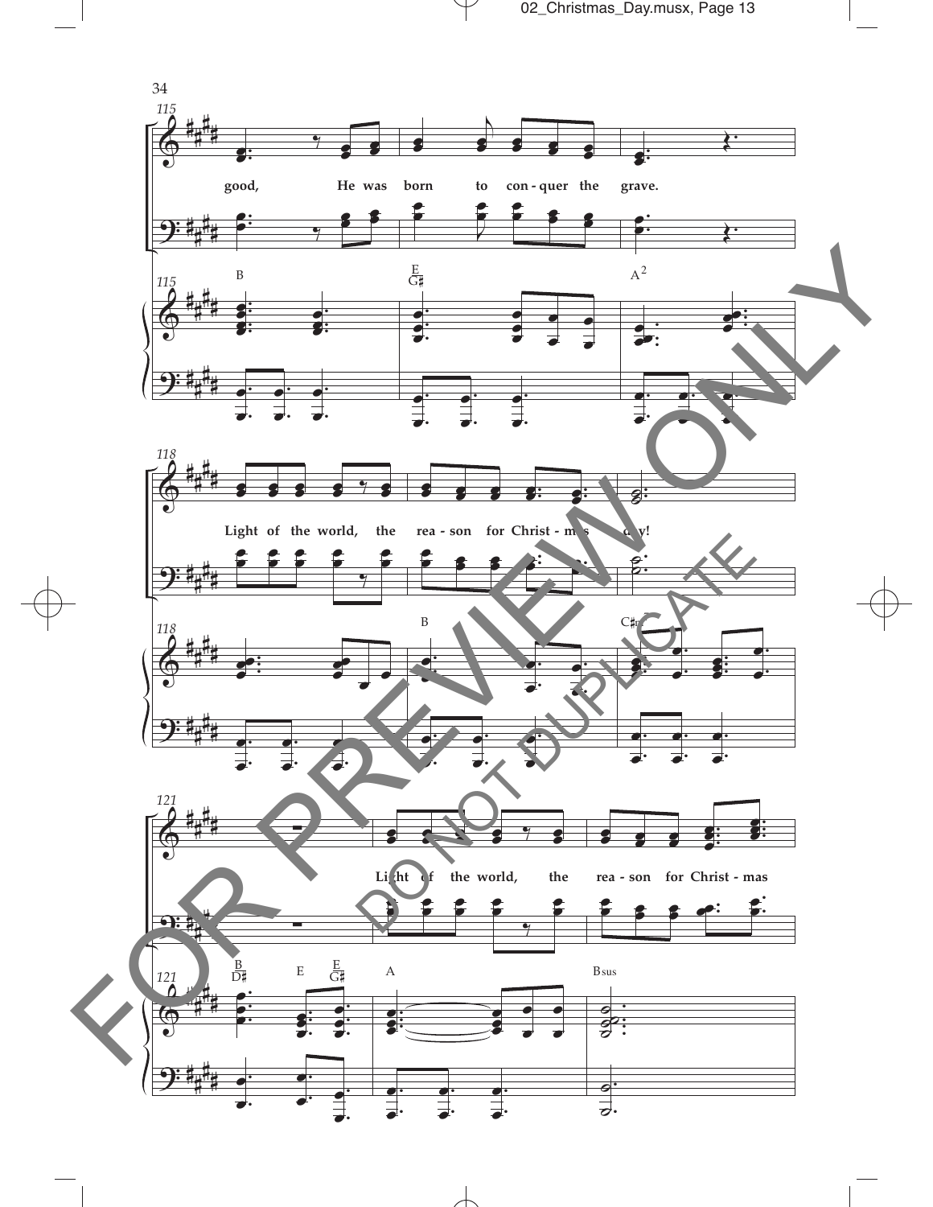115

good, He was born to con - quer the grave.

B E/G♯ A²

118

Light of the world, the rea - son for Christ - mas day!

B C♯m⁷

121

Light of the world, the rea - son for Christ - mas

B/D♯ E E/G♯ A Bsus

FOR PREVIEW ONLY

DO NOT DUPLICATE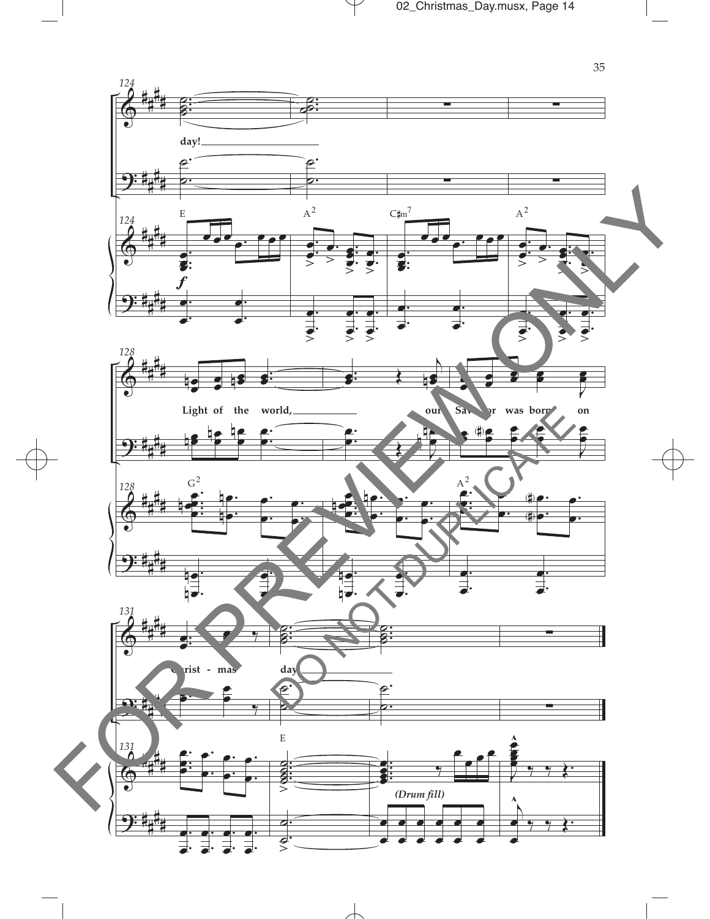day!

Light of the world, our Savior was born on

Christ - mas day

*(Drum fill)*

FOR PREVIEW ONLY

DO NOT DUPLICATE